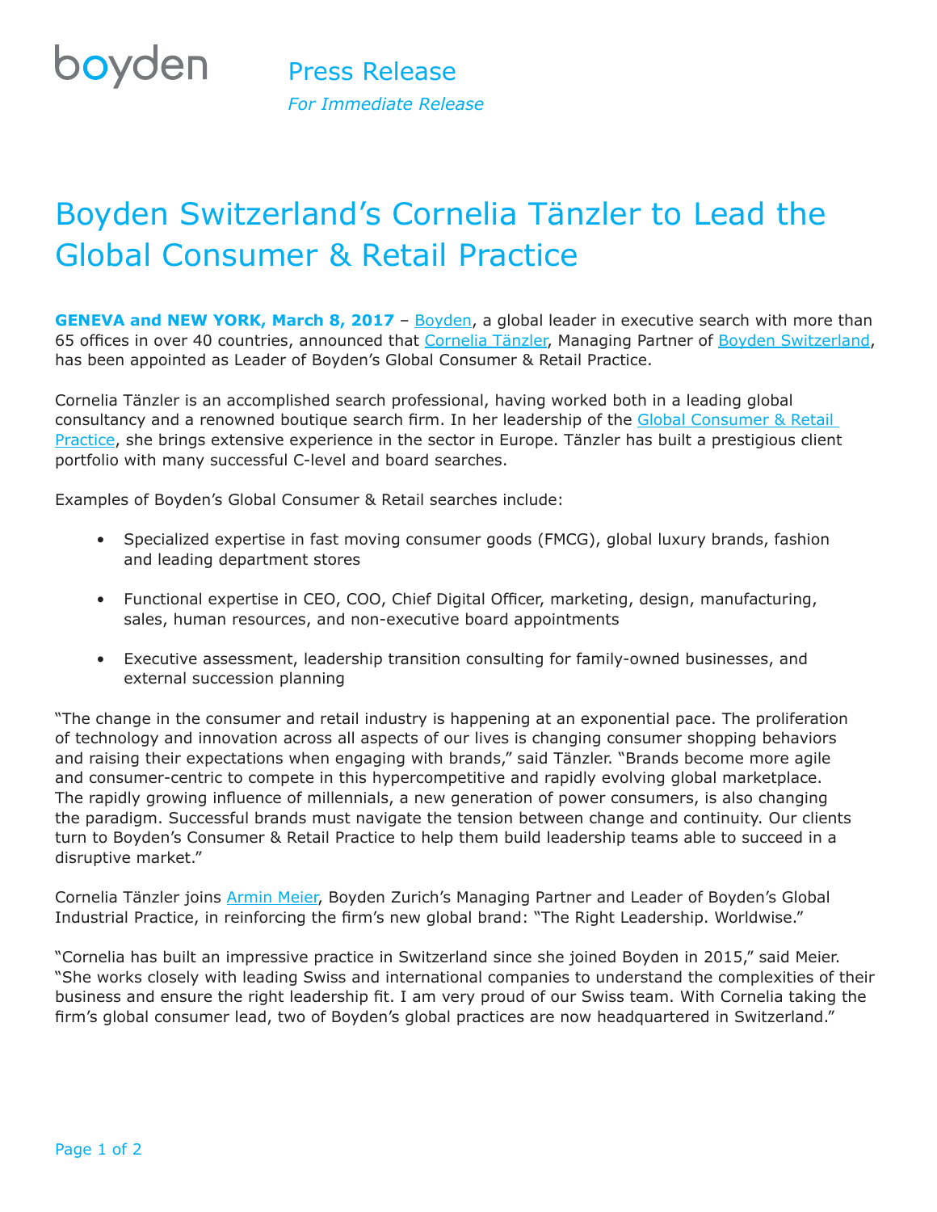boyden

Press Release
*For Immediate Release*

# Boyden Switzerland's Cornelia Tänzler to Lead the Global Consumer & Retail Practice

**GENEVA and NEW YORK, March 8, 2017** – Boyden, a global leader in executive search with more than 65 offices in over 40 countries, announced that Cornelia Tänzler, Managing Partner of Boyden Switzerland, has been appointed as Leader of Boyden's Global Consumer & Retail Practice.

Cornelia Tänzler is an accomplished search professional, having worked both in a leading global consultancy and a renowned boutique search firm. In her leadership of the Global Consumer & Retail Practice, she brings extensive experience in the sector in Europe. Tänzler has built a prestigious client portfolio with many successful C-level and board searches.

Examples of Boyden's Global Consumer & Retail searches include:

- Specialized expertise in fast moving consumer goods (FMCG), global luxury brands, fashion and leading department stores
- Functional expertise in CEO, COO, Chief Digital Officer, marketing, design, manufacturing, sales, human resources, and non-executive board appointments
- Executive assessment, leadership transition consulting for family-owned businesses, and external succession planning

"The change in the consumer and retail industry is happening at an exponential pace. The proliferation of technology and innovation across all aspects of our lives is changing consumer shopping behaviors and raising their expectations when engaging with brands," said Tänzler. "Brands become more agile and consumer-centric to compete in this hypercompetitive and rapidly evolving global marketplace. The rapidly growing influence of millennials, a new generation of power consumers, is also changing the paradigm. Successful brands must navigate the tension between change and continuity. Our clients turn to Boyden's Consumer & Retail Practice to help them build leadership teams able to succeed in a disruptive market."

Cornelia Tänzler joins Armin Meier, Boyden Zurich's Managing Partner and Leader of Boyden's Global Industrial Practice, in reinforcing the firm's new global brand: "The Right Leadership. Worldwise."

"Cornelia has built an impressive practice in Switzerland since she joined Boyden in 2015," said Meier. "She works closely with leading Swiss and international companies to understand the complexities of their business and ensure the right leadership fit. I am very proud of our Swiss team. With Cornelia taking the firm's global consumer lead, two of Boyden's global practices are now headquartered in Switzerland."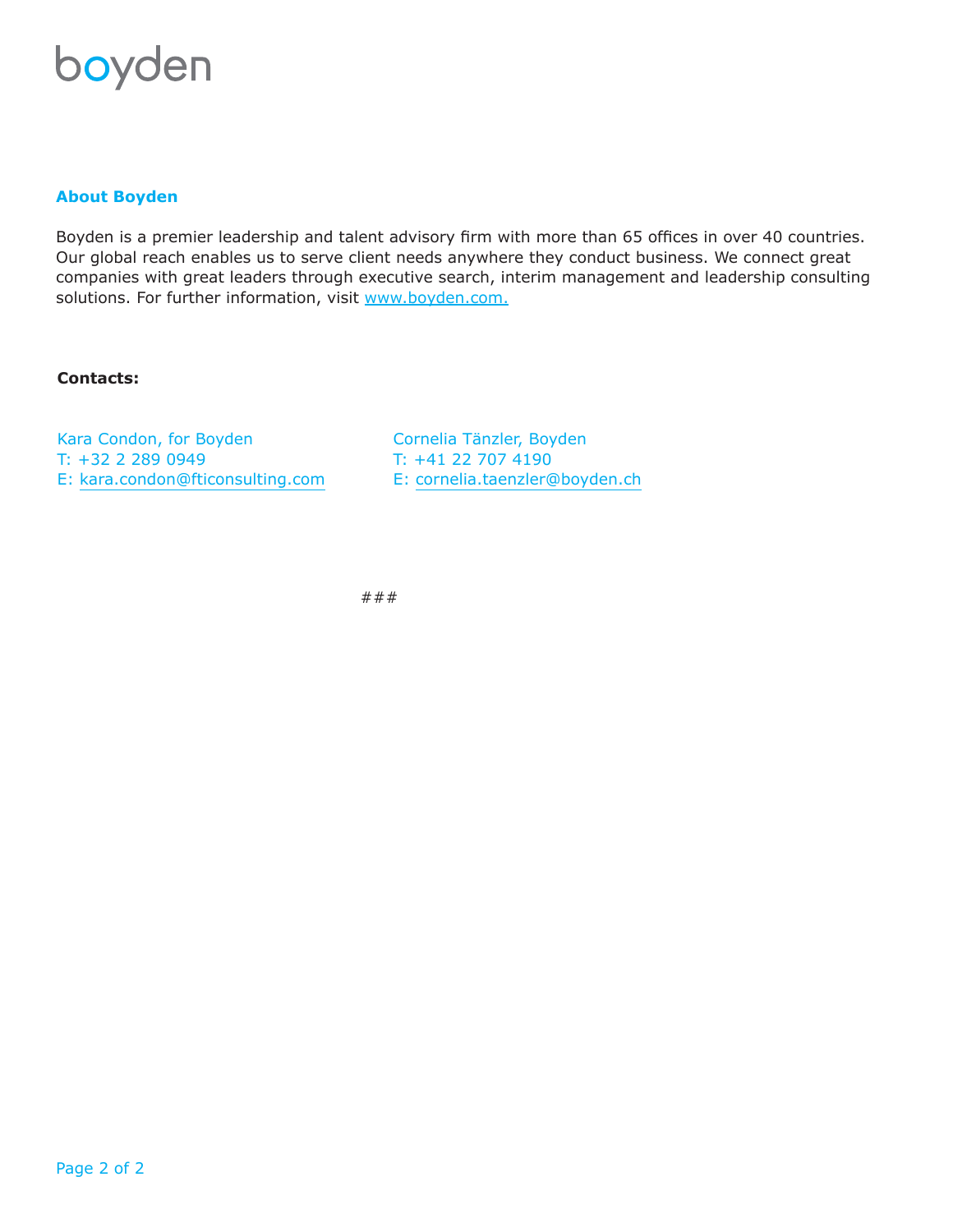boyden

## About Boyden

Boyden is a premier leadership and talent advisory firm with more than 65 offices in over 40 countries. Our global reach enables us to serve client needs anywhere they conduct business. We connect great companies with great leaders through executive search, interim management and leadership consulting solutions. For further information, visit www.boyden.com.

**Contacts:**

Kara Condon, for Boyden
T: +32 2 289 0949
E: kara.condon@fticonsulting.com

Cornelia Tänzler, Boyden
T: +41 22 707 4190
E: cornelia.taenzler@boyden.ch

###